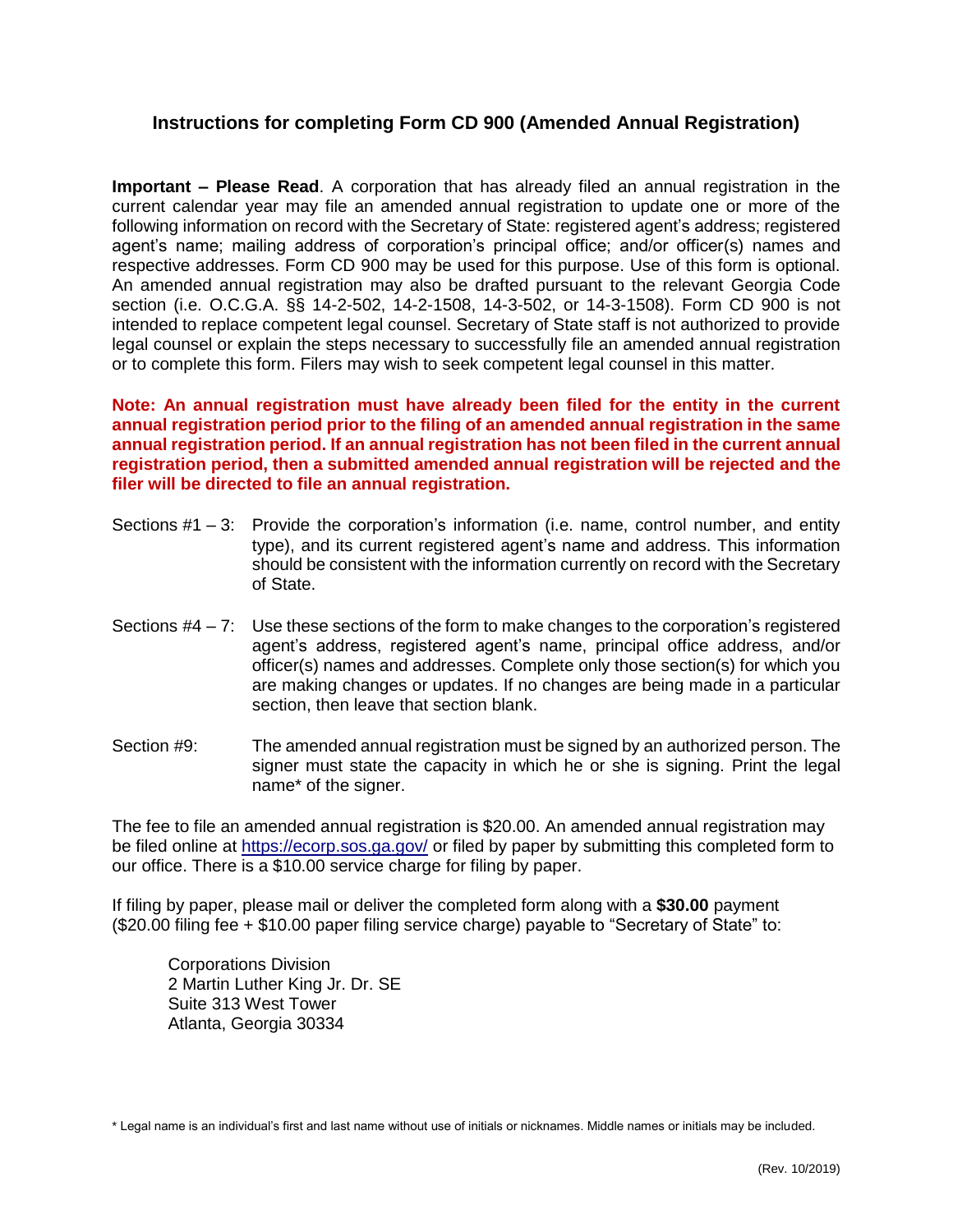## Instructions for completing Form CD 900 (Amended Annual Registration)

**Important – Please Read**. A corporation that has already filed an annual registration in the current calendar year may file an amended annual registration to update one or more of the following information on record with the Secretary of State: registered agent's address; registered agent's name; mailing address of corporation's principal office; and/or officer(s) names and respective addresses. Form CD 900 may be used for this purpose. Use of this form is optional. An amended annual registration may also be drafted pursuant to the relevant Georgia Code section (i.e. O.C.G.A. §§ 14-2-502, 14-2-1508, 14-3-502, or 14-3-1508). Form CD 900 is not intended to replace competent legal counsel. Secretary of State staff is not authorized to provide legal counsel or explain the steps necessary to successfully file an amended annual registration or to complete this form. Filers may wish to seek competent legal counsel in this matter.

**Note: An annual registration must have already been filed for the entity in the current annual registration period prior to the filing of an amended annual registration in the same annual registration period. If an annual registration has not been filed in the current annual registration period, then a submitted amended annual registration will be rejected and the filer will be directed to file an annual registration.**

Sections #1 – 3: Provide the corporation's information (i.e. name, control number, and entity type), and its current registered agent's name and address. This information should be consistent with the information currently on record with the Secretary of State.

Sections #4 – 7: Use these sections of the form to make changes to the corporation's registered agent's address, registered agent's name, principal office address, and/or officer(s) names and addresses. Complete only those section(s) for which you are making changes or updates. If no changes are being made in a particular section, then leave that section blank.

Section #9: The amended annual registration must be signed by an authorized person. The signer must state the capacity in which he or she is signing. Print the legal name* of the signer.

The fee to file an amended annual registration is $20.00. An amended annual registration may be filed online at https://ecorp.sos.ga.gov/ or filed by paper by submitting this completed form to our office. There is a $10.00 service charge for filing by paper.

If filing by paper, please mail or deliver the completed form along with a **$30.00** payment ($20.00 filing fee + $10.00 paper filing service charge) payable to "Secretary of State" to:

Corporations Division
2 Martin Luther King Jr. Dr. SE
Suite 313 West Tower
Atlanta, Georgia 30334

\* Legal name is an individual's first and last name without use of initials or nicknames. Middle names or initials may be included.

(Rev. 10/2019)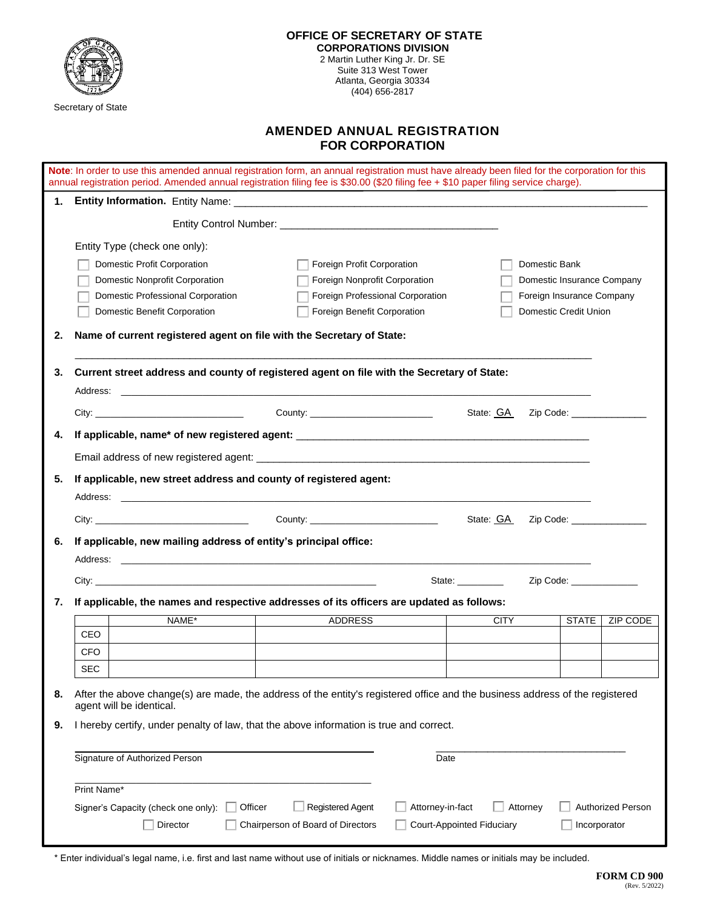Secretary of State

**OFFICE OF SECRETARY OF STATE**
**CORPORATIONS DIVISION**
2 Martin Luther King Jr. Dr. SE
Suite 313 West Tower
Atlanta, Georgia 30334
(404) 656-2817

# AMENDED ANNUAL REGISTRATION FOR CORPORATION

**Note**: In order to use this amended annual registration form, an annual registration must have already been filed for the corporation for this annual registration period. Amended annual registration filing fee is $30.00 ($20 filing fee + $10 paper filing service charge).

**1. Entity Information.** Entity Name: ______________________________

Entity Control Number: ______________________________

Entity Type (check one only):

- ☐ Domestic Profit Corporation
- ☐ Domestic Nonprofit Corporation
- ☐ Domestic Professional Corporation
- ☐ Domestic Benefit Corporation
- ☐ Foreign Profit Corporation
- ☐ Foreign Nonprofit Corporation
- ☐ Foreign Professional Corporation
- ☐ Foreign Benefit Corporation
- ☐ Domestic Bank
- ☐ Domestic Insurance Company
- ☐ Foreign Insurance Company
- ☐ Domestic Credit Union

**2. Name of current registered agent on file with the Secretary of State:**

______________________________

**3. Current street address and county of registered agent on file with the Secretary of State:**

Address: ______________________________

City: ______________ County: ______________ State: GA Zip Code: ______________

**4. If applicable, name\* of new registered agent:** ______________________________

Email address of new registered agent: ______________________________

**5. If applicable, new street address and county of registered agent:**

Address: ______________________________

City: ______________ County: ______________ State: GA Zip Code: ______________

**6. If applicable, new mailing address of entity's principal office:**

Address: ______________________________

City: ______________ State: __________ Zip Code: ______________

**7. If applicable, the names and respective addresses of its officers are updated as follows:**

| | NAME* | ADDRESS | CITY | STATE | ZIP CODE |
|---|---|---|---|---|---|
| CEO | | | | | |
| CFO | | | | | |
| SEC | | | | | |

**8.** After the above change(s) are made, the address of the entity's registered office and the business address of the registered agent will be identical.

**9.** I hereby certify, under penalty of law, that the above information is true and correct.

______________________________ ______________________________
Signature of Authorized Person Date

______________________________
Print Name*

Signer's Capacity (check one only): ☐ Officer ☐ Registered Agent ☐ Attorney-in-fact ☐ Attorney ☐ Authorized Person ☐ Director ☐ Chairperson of Board of Directors ☐ Court-Appointed Fiduciary ☐ Incorporator

\* Enter individual's legal name, i.e. first and last name without use of initials or nicknames. Middle names or initials may be included.

**FORM CD 900**
(Rev. 5/2022)